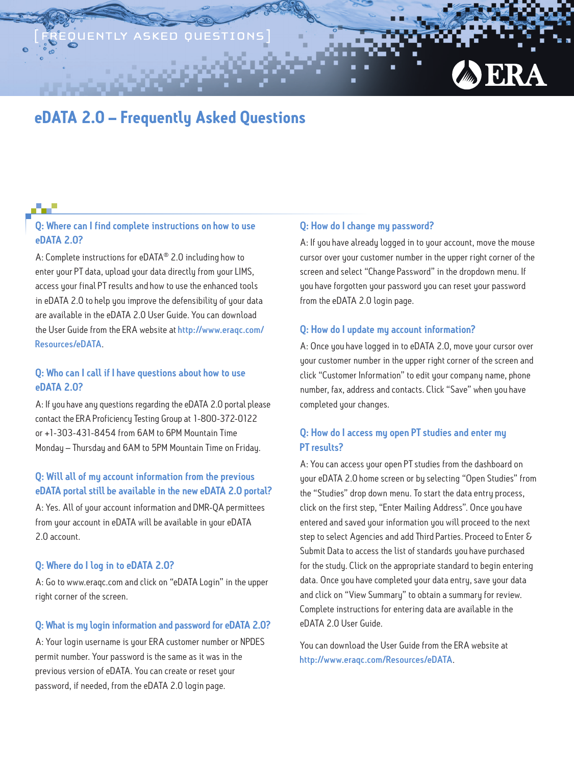[FREQUENTLY ASKED QUESTIONS]

# eDATA 2.0 – Frequently Asked Questions

### Q: Where can I find complete instructions on how to use eDATA 2.0?

A: Complete instructions for eDATA® 2.0 including how to enter your PT data, upload your data directly from your LIMS, access your final PT results and how to use the enhanced tools in eDATA 2.0 to help you improve the defensibility of your data are available in the eDATA 2.0 User Guide. You can download the User Guide from the ERA website at http://www.eraqc.com/Resources/eDATA.

### Q: Who can I call if I have questions about how to use eDATA 2.0?

A: If you have any questions regarding the eDATA 2.0 portal please contact the ERA Proficiency Testing Group at 1-800-372-0122 or +1-303-431-8454 from 6AM to 6PM Mountain Time Monday – Thursday and 6AM to 5PM Mountain Time on Friday.

### Q: Will all of my account information from the previous eDATA portal still be available in the new eDATA 2.0 portal?

A: Yes. All of your account information and DMR-QA permittees from your account in eDATA will be available in your eDATA 2.0 account.

### Q: Where do I log in to eDATA 2.0?

A: Go to www.eraqc.com and click on "eDATA Login" in the upper right corner of the screen.

### Q: What is my login information and password for eDATA 2.0?

A: Your login username is your ERA customer number or NPDES permit number. Your password is the same as it was in the previous version of eDATA. You can create or reset your password, if needed, from the eDATA 2.0 login page.

### Q: How do I change my password?

A: If you have already logged in to your account, move the mouse cursor over your customer number in the upper right corner of the screen and select "Change Password" in the dropdown menu. If you have forgotten your password you can reset your password from the eDATA 2.0 login page.

### Q: How do I update my account information?

A: Once you have logged in to eDATA 2.0, move your cursor over your customer number in the upper right corner of the screen and click "Customer Information" to edit your company name, phone number, fax, address and contacts. Click "Save" when you have completed your changes.

### Q: How do I access my open PT studies and enter my PT results?

A: You can access your open PT studies from the dashboard on your eDATA 2.0 home screen or by selecting "Open Studies" from the "Studies" drop down menu. To start the data entry process, click on the first step, "Enter Mailing Address". Once you have entered and saved your information you will proceed to the next step to select Agencies and add Third Parties. Proceed to Enter & Submit Data to access the list of standards you have purchased for the study. Click on the appropriate standard to begin entering data. Once you have completed your data entry, save your data and click on "View Summary" to obtain a summary for review. Complete instructions for entering data are available in the eDATA 2.0 User Guide.

You can download the User Guide from the ERA website at http://www.eraqc.com/Resources/eDATA.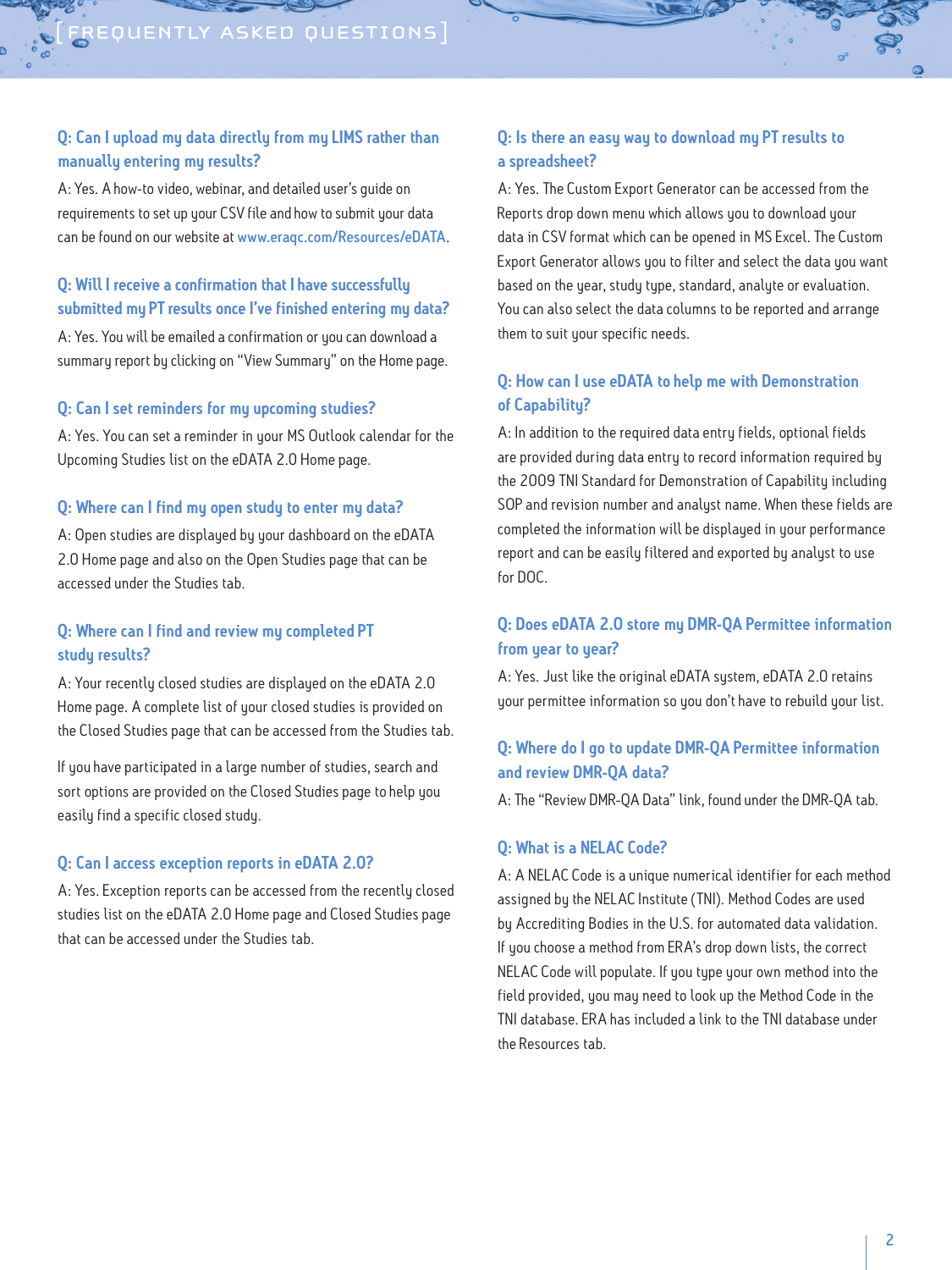# [FREQUENTLY ASKED QUESTIONS]

### Q: Can I upload my data directly from my LIMS rather than manually entering my results?

A: Yes. A how-to video, webinar, and detailed user's guide on requirements to set up your CSV file and how to submit your data can be found on our website at www.eraqc.com/Resources/eDATA.

### Q: Will I receive a confirmation that I have successfully submitted my PT results once I've finished entering my data?

A: Yes. You will be emailed a confirmation or you can download a summary report by clicking on "View Summary" on the Home page.

### Q: Can I set reminders for my upcoming studies?

A: Yes. You can set a reminder in your MS Outlook calendar for the Upcoming Studies list on the eDATA 2.0 Home page.

### Q: Where can I find my open study to enter my data?

A: Open studies are displayed by your dashboard on the eDATA 2.0 Home page and also on the Open Studies page that can be accessed under the Studies tab.

### Q: Where can I find and review my completed PT study results?

A: Your recently closed studies are displayed on the eDATA 2.0 Home page. A complete list of your closed studies is provided on the Closed Studies page that can be accessed from the Studies tab.

If you have participated in a large number of studies, search and sort options are provided on the Closed Studies page to help you easily find a specific closed study.

### Q: Can I access exception reports in eDATA 2.0?

A: Yes. Exception reports can be accessed from the recently closed studies list on the eDATA 2.0 Home page and Closed Studies page that can be accessed under the Studies tab.

### Q: Is there an easy way to download my PT results to a spreadsheet?

A: Yes. The Custom Export Generator can be accessed from the Reports drop down menu which allows you to download your data in CSV format which can be opened in MS Excel. The Custom Export Generator allows you to filter and select the data you want based on the year, study type, standard, analyte or evaluation. You can also select the data columns to be reported and arrange them to suit your specific needs.

### Q: How can I use eDATA to help me with Demonstration of Capability?

A: In addition to the required data entry fields, optional fields are provided during data entry to record information required by the 2009 TNI Standard for Demonstration of Capability including SOP and revision number and analyst name. When these fields are completed the information will be displayed in your performance report and can be easily filtered and exported by analyst to use for DOC.

### Q: Does eDATA 2.0 store my DMR-QA Permittee information from year to year?

A: Yes. Just like the original eDATA system, eDATA 2.0 retains your permittee information so you don't have to rebuild your list.

### Q: Where do I go to update DMR-QA Permittee information and review DMR-QA data?

A: The "Review DMR-QA Data" link, found under the DMR-QA tab.

### Q: What is a NELAC Code?

A: A NELAC Code is a unique numerical identifier for each method assigned by the NELAC Institute (TNI). Method Codes are used by Accrediting Bodies in the U.S. for automated data validation. If you choose a method from ERA's drop down lists, the correct NELAC Code will populate. If you type your own method into the field provided, you may need to look up the Method Code in the TNI database. ERA has included a link to the TNI database under the Resources tab.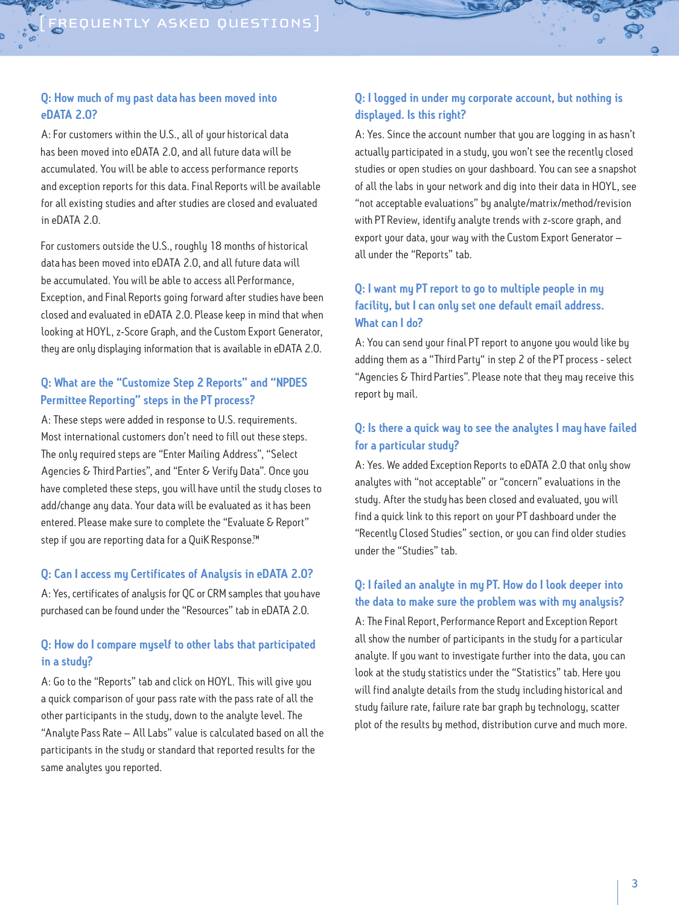## Q: How much of my past data has been moved into eDATA 2.0?

A: For customers within the U.S., all of your historical data has been moved into eDATA 2.0, and all future data will be accumulated. You will be able to access performance reports and exception reports for this data. Final Reports will be available for all existing studies and after studies are closed and evaluated in eDATA 2.0.

For customers outside the U.S., roughly 18 months of historical data has been moved into eDATA 2.0, and all future data will be accumulated. You will be able to access all Performance, Exception, and Final Reports going forward after studies have been closed and evaluated in eDATA 2.0. Please keep in mind that when looking at HOYL, z-Score Graph, and the Custom Export Generator, they are only displaying information that is available in eDATA 2.0.

## Q: What are the "Customize Step 2 Reports" and "NPDES Permittee Reporting" steps in the PT process?

A: These steps were added in response to U.S. requirements. Most international customers don't need to fill out these steps. The only required steps are "Enter Mailing Address", "Select Agencies & Third Parties", and "Enter & Verify Data". Once you have completed these steps, you will have until the study closes to add/change any data. Your data will be evaluated as it has been entered. Please make sure to complete the "Evaluate & Report" step if you are reporting data for a QuiK Response.™

## Q: Can I access my Certificates of Analysis in eDATA 2.0?

A: Yes, certificates of analysis for QC or CRM samples that you have purchased can be found under the "Resources" tab in eDATA 2.0.

## Q: How do I compare myself to other labs that participated in a study?

A: Go to the "Reports" tab and click on HOYL. This will give you a quick comparison of your pass rate with the pass rate of all the other participants in the study, down to the analyte level. The "Analyte Pass Rate – All Labs" value is calculated based on all the participants in the study or standard that reported results for the same analytes you reported.

## Q: I logged in under my corporate account, but nothing is displayed. Is this right?

A: Yes. Since the account number that you are logging in as hasn't actually participated in a study, you won't see the recently closed studies or open studies on your dashboard. You can see a snapshot of all the labs in your network and dig into their data in HOYL, see "not acceptable evaluations" by analyte/matrix/method/revision with PT Review, identify analyte trends with z-score graph, and export your data, your way with the Custom Export Generator – all under the "Reports" tab.

## Q: I want my PT report to go to multiple people in my facility, but I can only set one default email address. What can I do?

A: You can send your final PT report to anyone you would like by adding them as a "Third Party" in step 2 of the PT process - select "Agencies & Third Parties". Please note that they may receive this report by mail.

## Q: Is there a quick way to see the analytes I may have failed for a particular study?

A: Yes. We added Exception Reports to eDATA 2.0 that only show analytes with "not acceptable" or "concern" evaluations in the study. After the study has been closed and evaluated, you will find a quick link to this report on your PT dashboard under the "Recently Closed Studies" section, or you can find older studies under the "Studies" tab.

## Q: I failed an analyte in my PT. How do I look deeper into the data to make sure the problem was with my analysis?

A: The Final Report, Performance Report and Exception Report all show the number of participants in the study for a particular analyte. If you want to investigate further into the data, you can look at the study statistics under the "Statistics" tab. Here you will find analyte details from the study including historical and study failure rate, failure rate bar graph by technology, scatter plot of the results by method, distribution curve and much more.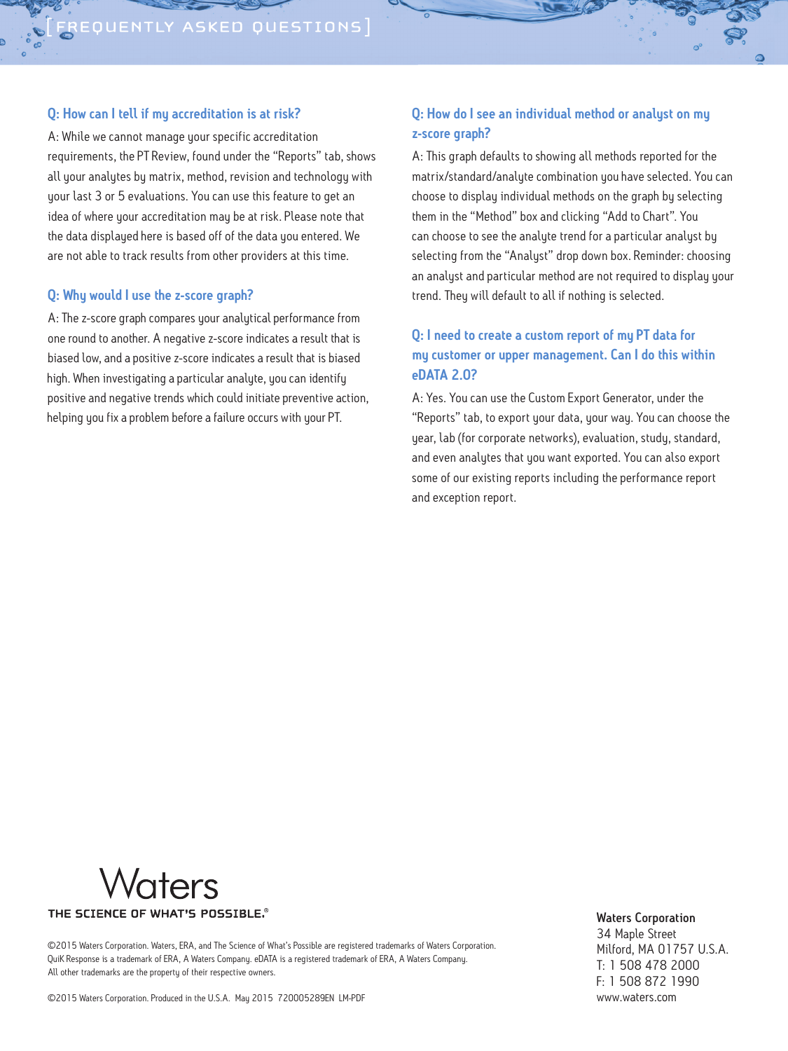**Q: How can I tell if my accreditation is at risk?**

A: While we cannot manage your specific accreditation requirements, the PT Review, found under the "Reports" tab, shows all your analytes by matrix, method, revision and technology with your last 3 or 5 evaluations. You can use this feature to get an idea of where your accreditation may be at risk. Please note that the data displayed here is based off of the data you entered. We are not able to track results from other providers at this time.

**Q: Why would I use the z-score graph?**

A: The z-score graph compares your analytical performance from one round to another. A negative z-score indicates a result that is biased low, and a positive z-score indicates a result that is biased high. When investigating a particular analyte, you can identify positive and negative trends which could initiate preventive action, helping you fix a problem before a failure occurs with your PT.

**Q: How do I see an individual method or analyst on my z-score graph?**

A: This graph defaults to showing all methods reported for the matrix/standard/analyte combination you have selected. You can choose to display individual methods on the graph by selecting them in the "Method" box and clicking "Add to Chart". You can choose to see the analyte trend for a particular analyst by selecting from the "Analyst" drop down box. Reminder: choosing an analyst and particular method are not required to display your trend. They will default to all if nothing is selected.

**Q: I need to create a custom report of my PT data for my customer or upper management. Can I do this within eDATA 2.0?**

A: Yes. You can use the Custom Export Generator, under the "Reports" tab, to export your data, your way. You can choose the year, lab (for corporate networks), evaluation, study, standard, and even analytes that you want exported. You can also export some of our existing reports including the performance report and exception report.

Waters

THE SCIENCE OF WHAT'S POSSIBLE.®

©2015 Waters Corporation. Waters, ERA, and The Science of What's Possible are registered trademarks of Waters Corporation. QuiK Response is a trademark of ERA, A Waters Company. eDATA is a registered trademark of ERA, A Waters Company. All other trademarks are the property of their respective owners.

©2015 Waters Corporation. Produced in the U.S.A. May 2015 720005289EN LM-PDF

**Waters Corporation**
34 Maple Street
Milford, MA 01757 U.S.A.
T: 1 508 478 2000
F: 1 508 872 1990
www.waters.com